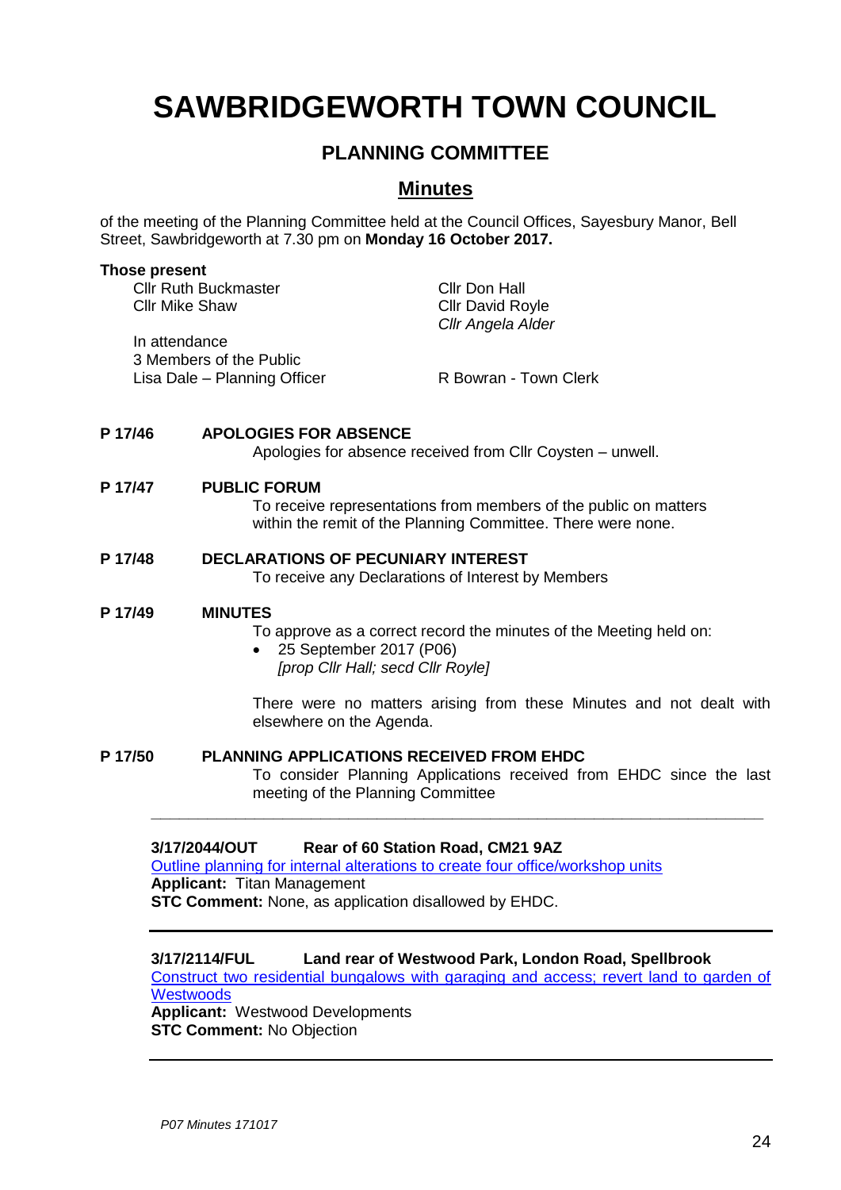# SAWBRIDGEWORTH TOWN COUNCIL

## PLANNING COMMITTEE

## Minutes

of the meeting of the Planning Committee held at the Council Offices, Sayesbury Manor, Bell Street, Sawbridgeworth at 7.30 pm on **Monday 16 October 2017.**

**Those present**

Cllr Ruth Buckmaster
Cllr Mike Shaw
Cllr Don Hall
Cllr David Royle
*Cllr Angela Alder*

In attendance
3 Members of the Public
Lisa Dale – Planning Officer
R Bowran - Town Clerk

**P 17/46 APOLOGIES FOR ABSENCE**

Apologies for absence received from Cllr Coysten – unwell.

**P 17/47 PUBLIC FORUM**

To receive representations from members of the public on matters within the remit of the Planning Committee. There were none.

**P 17/48 DECLARATIONS OF PECUNIARY INTEREST**

To receive any Declarations of Interest by Members

**P 17/49 MINUTES**

To approve as a correct record the minutes of the Meeting held on:

- 25 September 2017 (P06)
  *[prop Cllr Hall; secd Cllr Royle]*

There were no matters arising from these Minutes and not dealt with elsewhere on the Agenda.

**P 17/50 PLANNING APPLICATIONS RECEIVED FROM EHDC**

To consider Planning Applications received from EHDC since the last meeting of the Planning Committee

---

**3/17/2044/OUT Rear of 60 Station Road, CM21 9AZ**

Outline planning for internal alterations to create four office/workshop units

**Applicant:** Titan Management

**STC Comment:** None, as application disallowed by EHDC.

---

**3/17/2114/FUL Land rear of Westwood Park, London Road, Spellbrook**

Construct two residential bungalows with garaging and access; revert land to garden of Westwoods

**Applicant:** Westwood Developments

**STC Comment:** No Objection

---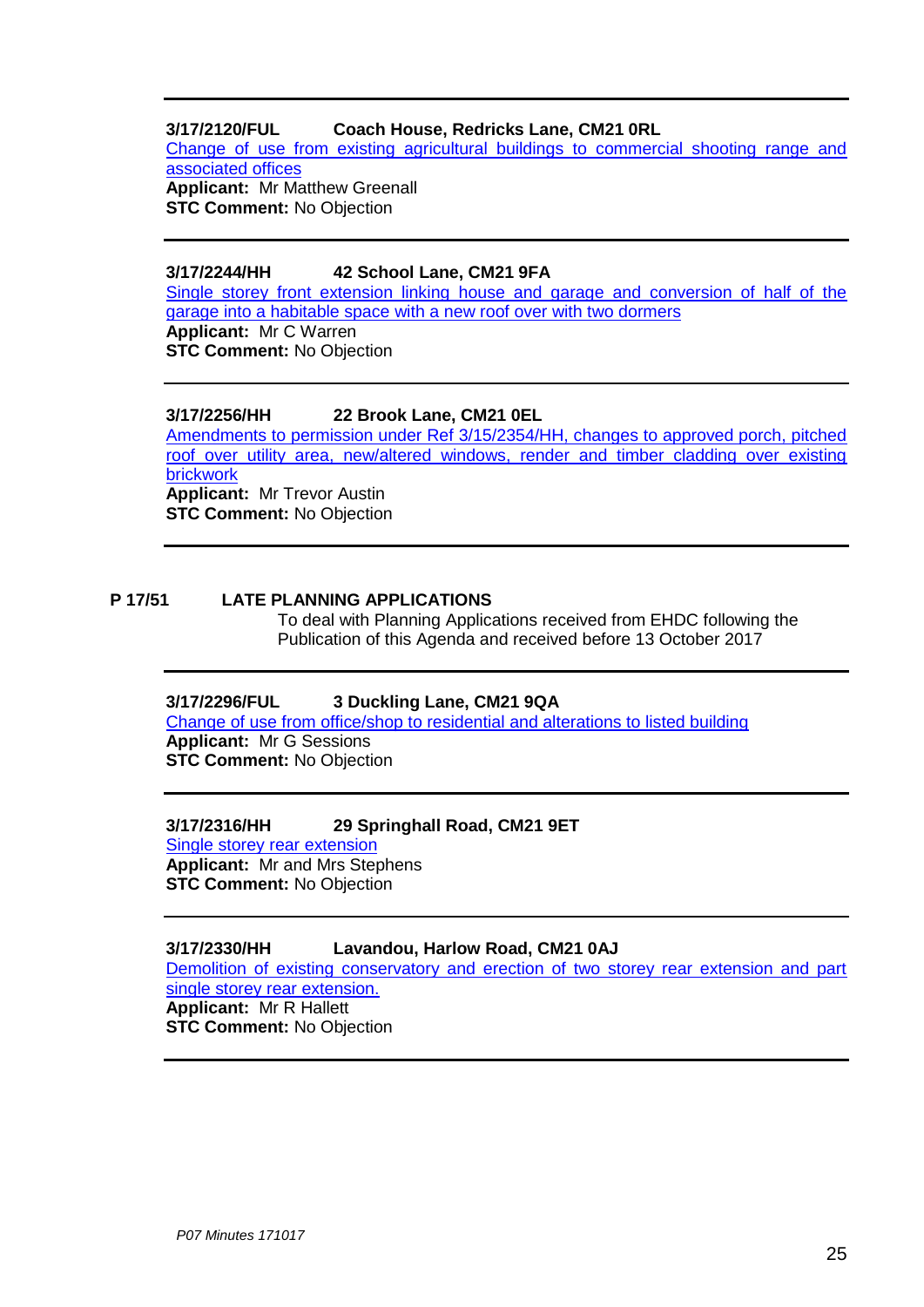---

**3/17/2120/FUL Coach House, Redricks Lane, CM21 0RL**

Change of use from existing agricultural buildings to commercial shooting range and associated offices

**Applicant:** Mr Matthew Greenall

**STC Comment:** No Objection

---

**3/17/2244/HH 42 School Lane, CM21 9FA**

Single storey front extension linking house and garage and conversion of half of the garage into a habitable space with a new roof over with two dormers

**Applicant:** Mr C Warren

**STC Comment:** No Objection

---

**3/17/2256/HH 22 Brook Lane, CM21 0EL**

Amendments to permission under Ref 3/15/2354/HH, changes to approved porch, pitched roof over utility area, new/altered windows, render and timber cladding over existing brickwork

**Applicant:** Mr Trevor Austin

**STC Comment:** No Objection

---

**P 17/51 LATE PLANNING APPLICATIONS**

To deal with Planning Applications received from EHDC following the Publication of this Agenda and received before 13 October 2017

---

**3/17/2296/FUL 3 Duckling Lane, CM21 9QA**

Change of use from office/shop to residential and alterations to listed building

**Applicant:** Mr G Sessions

**STC Comment:** No Objection

---

**3/17/2316/HH 29 Springhall Road, CM21 9ET**

Single storey rear extension

**Applicant:** Mr and Mrs Stephens

**STC Comment:** No Objection

---

**3/17/2330/HH Lavandou, Harlow Road, CM21 0AJ**

Demolition of existing conservatory and erection of two storey rear extension and part single storey rear extension.

**Applicant:** Mr R Hallett

**STC Comment:** No Objection

---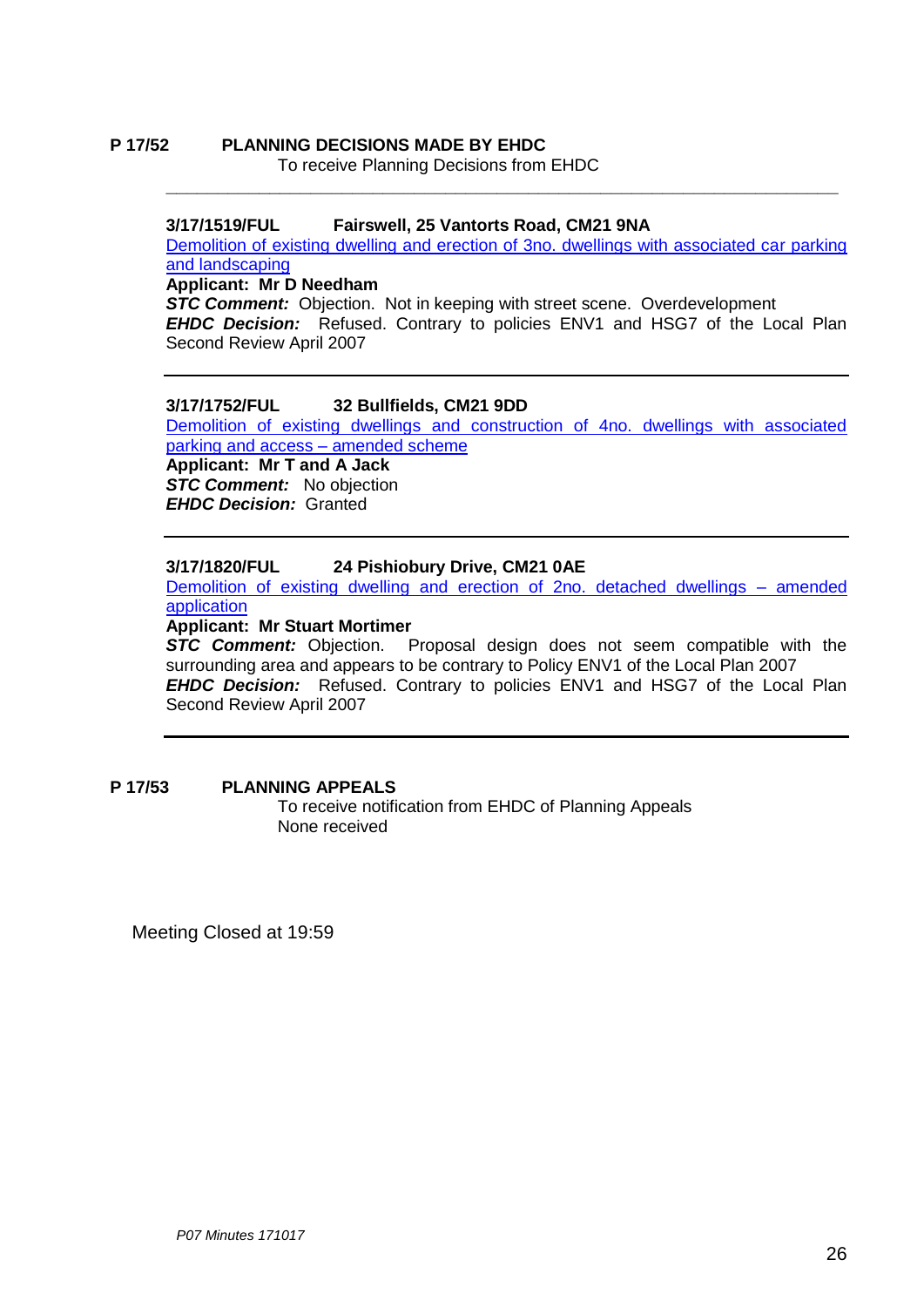**P 17/52 PLANNING DECISIONS MADE BY EHDC**

To receive Planning Decisions from EHDC

---

**3/17/1519/FUL Fairswell, 25 Vantorts Road, CM21 9NA**

Demolition of existing dwelling and erection of 3no. dwellings with associated car parking and landscaping

**Applicant: Mr D Needham**

***STC Comment:*** Objection. Not in keeping with street scene. Overdevelopment

***EHDC Decision:*** Refused. Contrary to policies ENV1 and HSG7 of the Local Plan Second Review April 2007

---

**3/17/1752/FUL 32 Bullfields, CM21 9DD**

Demolition of existing dwellings and construction of 4no. dwellings with associated parking and access – amended scheme

**Applicant: Mr T and A Jack**

***STC Comment:*** No objection

***EHDC Decision:*** Granted

---

**3/17/1820/FUL 24 Pishiobury Drive, CM21 0AE**

Demolition of existing dwelling and erection of 2no. detached dwellings – amended application

**Applicant: Mr Stuart Mortimer**

***STC Comment:*** Objection. Proposal design does not seem compatible with the surrounding area and appears to be contrary to Policy ENV1 of the Local Plan 2007

***EHDC Decision:*** Refused. Contrary to policies ENV1 and HSG7 of the Local Plan Second Review April 2007

---

**P 17/53 PLANNING APPEALS**

To receive notification from EHDC of Planning Appeals

None received

Meeting Closed at 19:59